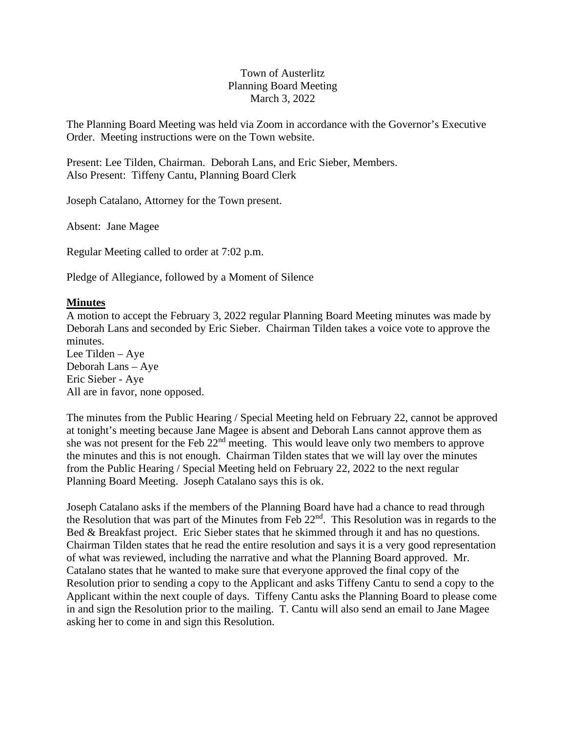Town of Austerlitz
Planning Board Meeting
March 3, 2022

The Planning Board Meeting was held via Zoom in accordance with the Governor's Executive Order. Meeting instructions were on the Town website.

Present: Lee Tilden, Chairman. Deborah Lans, and Eric Sieber, Members.
Also Present: Tiffeny Cantu, Planning Board Clerk

Joseph Catalano, Attorney for the Town present.

Absent: Jane Magee

Regular Meeting called to order at 7:02 p.m.

Pledge of Allegiance, followed by a Moment of Silence

**Minutes**

A motion to accept the February 3, 2022 regular Planning Board Meeting minutes was made by Deborah Lans and seconded by Eric Sieber. Chairman Tilden takes a voice vote to approve the minutes.
Lee Tilden – Aye
Deborah Lans – Aye
Eric Sieber - Aye
All are in favor, none opposed.

The minutes from the Public Hearing / Special Meeting held on February 22, cannot be approved at tonight's meeting because Jane Magee is absent and Deborah Lans cannot approve them as she was not present for the Feb 22nd meeting. This would leave only two members to approve the minutes and this is not enough. Chairman Tilden states that we will lay over the minutes from the Public Hearing / Special Meeting held on February 22, 2022 to the next regular Planning Board Meeting. Joseph Catalano says this is ok.

Joseph Catalano asks if the members of the Planning Board have had a chance to read through the Resolution that was part of the Minutes from Feb 22nd. This Resolution was in regards to the Bed & Breakfast project. Eric Sieber states that he skimmed through it and has no questions. Chairman Tilden states that he read the entire resolution and says it is a very good representation of what was reviewed, including the narrative and what the Planning Board approved. Mr. Catalano states that he wanted to make sure that everyone approved the final copy of the Resolution prior to sending a copy to the Applicant and asks Tiffeny Cantu to send a copy to the Applicant within the next couple of days. Tiffeny Cantu asks the Planning Board to please come in and sign the Resolution prior to the mailing. T. Cantu will also send an email to Jane Magee asking her to come in and sign this Resolution.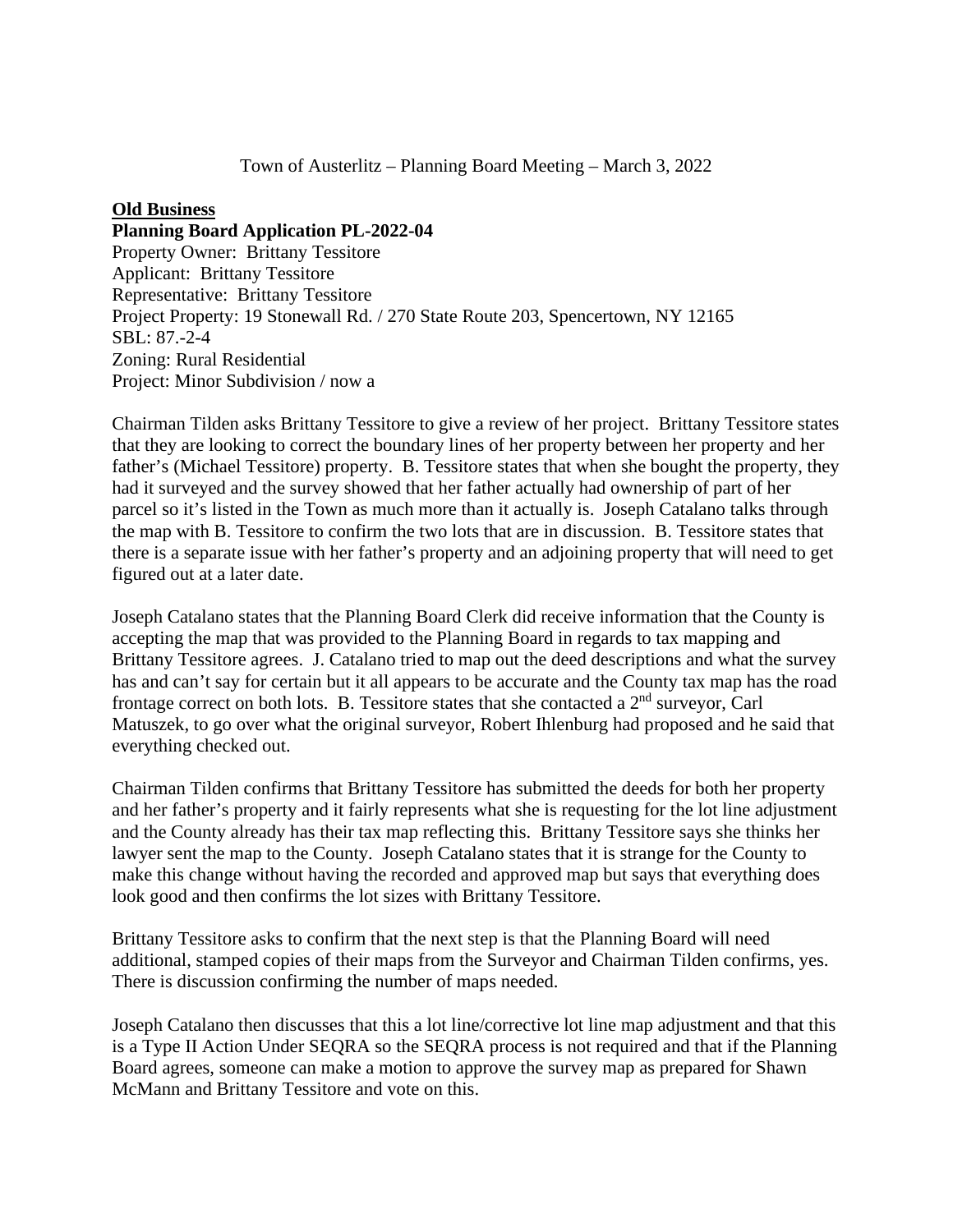Town of Austerlitz – Planning Board Meeting – March 3, 2022

**Old Business**

**Planning Board Application PL-2022-04**

Property Owner: Brittany Tessitore
Applicant: Brittany Tessitore
Representative: Brittany Tessitore
Project Property: 19 Stonewall Rd. / 270 State Route 203, Spencertown, NY 12165
SBL: 87.-2-4
Zoning: Rural Residential
Project: Minor Subdivision / now a

Chairman Tilden asks Brittany Tessitore to give a review of her project. Brittany Tessitore states that they are looking to correct the boundary lines of her property between her property and her father's (Michael Tessitore) property. B. Tessitore states that when she bought the property, they had it surveyed and the survey showed that her father actually had ownership of part of her parcel so it's listed in the Town as much more than it actually is. Joseph Catalano talks through the map with B. Tessitore to confirm the two lots that are in discussion. B. Tessitore states that there is a separate issue with her father's property and an adjoining property that will need to get figured out at a later date.

Joseph Catalano states that the Planning Board Clerk did receive information that the County is accepting the map that was provided to the Planning Board in regards to tax mapping and Brittany Tessitore agrees. J. Catalano tried to map out the deed descriptions and what the survey has and can't say for certain but it all appears to be accurate and the County tax map has the road frontage correct on both lots. B. Tessitore states that she contacted a 2nd surveyor, Carl Matuszek, to go over what the original surveyor, Robert Ihlenburg had proposed and he said that everything checked out.

Chairman Tilden confirms that Brittany Tessitore has submitted the deeds for both her property and her father's property and it fairly represents what she is requesting for the lot line adjustment and the County already has their tax map reflecting this. Brittany Tessitore says she thinks her lawyer sent the map to the County. Joseph Catalano states that it is strange for the County to make this change without having the recorded and approved map but says that everything does look good and then confirms the lot sizes with Brittany Tessitore.

Brittany Tessitore asks to confirm that the next step is that the Planning Board will need additional, stamped copies of their maps from the Surveyor and Chairman Tilden confirms, yes. There is discussion confirming the number of maps needed.

Joseph Catalano then discusses that this a lot line/corrective lot line map adjustment and that this is a Type II Action Under SEQRA so the SEQRA process is not required and that if the Planning Board agrees, someone can make a motion to approve the survey map as prepared for Shawn McMann and Brittany Tessitore and vote on this.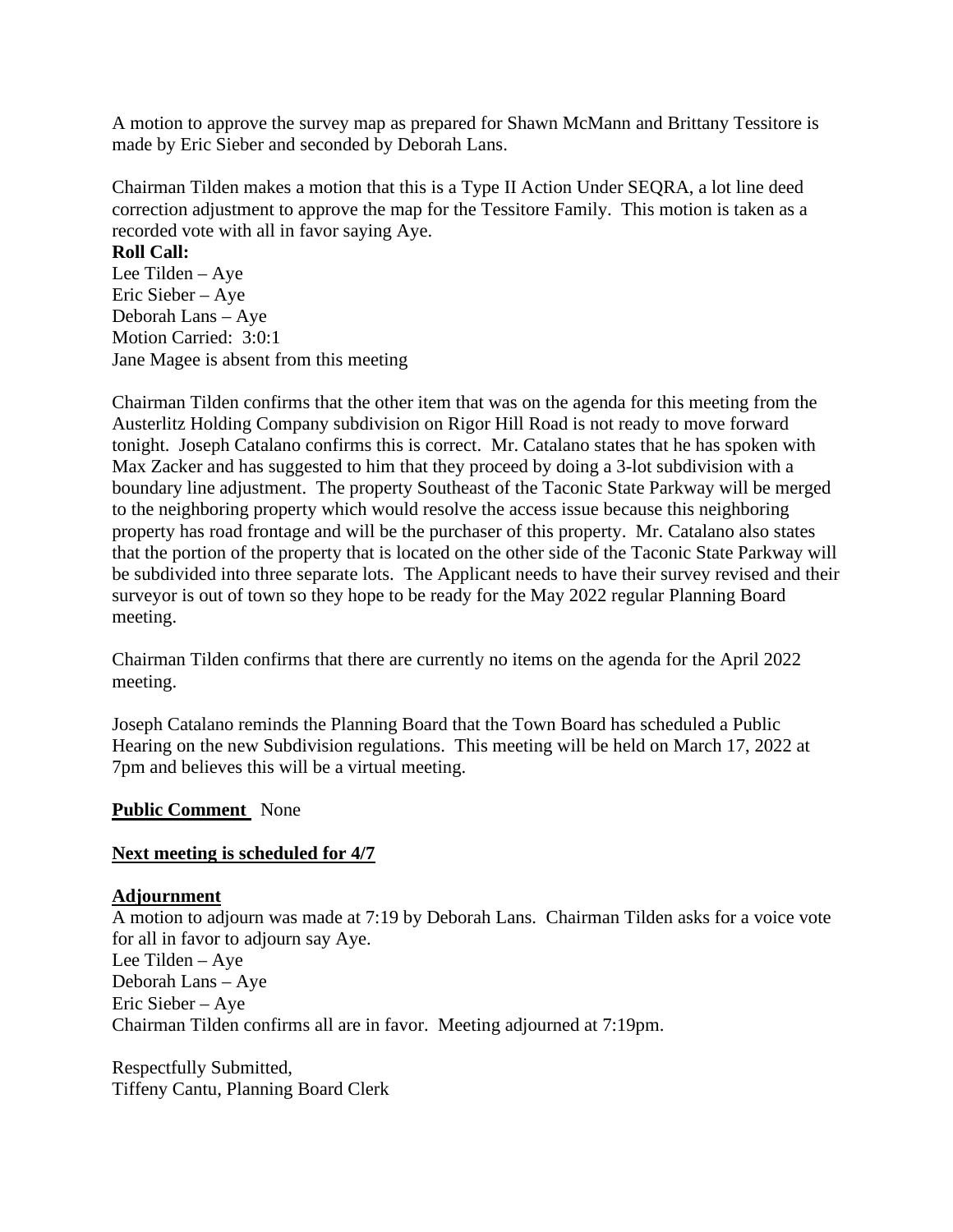A motion to approve the survey map as prepared for Shawn McMann and Brittany Tessitore is made by Eric Sieber and seconded by Deborah Lans.

Chairman Tilden makes a motion that this is a Type II Action Under SEQRA, a lot line deed correction adjustment to approve the map for the Tessitore Family. This motion is taken as a recorded vote with all in favor saying Aye.

**Roll Call:**
Lee Tilden – Aye
Eric Sieber – Aye
Deborah Lans – Aye
Motion Carried: 3:0:1
Jane Magee is absent from this meeting

Chairman Tilden confirms that the other item that was on the agenda for this meeting from the Austerlitz Holding Company subdivision on Rigor Hill Road is not ready to move forward tonight. Joseph Catalano confirms this is correct. Mr. Catalano states that he has spoken with Max Zacker and has suggested to him that they proceed by doing a 3-lot subdivision with a boundary line adjustment. The property Southeast of the Taconic State Parkway will be merged to the neighboring property which would resolve the access issue because this neighboring property has road frontage and will be the purchaser of this property. Mr. Catalano also states that the portion of the property that is located on the other side of the Taconic State Parkway will be subdivided into three separate lots. The Applicant needs to have their survey revised and their surveyor is out of town so they hope to be ready for the May 2022 regular Planning Board meeting.

Chairman Tilden confirms that there are currently no items on the agenda for the April 2022 meeting.

Joseph Catalano reminds the Planning Board that the Town Board has scheduled a Public Hearing on the new Subdivision regulations. This meeting will be held on March 17, 2022 at 7pm and believes this will be a virtual meeting.

**Public Comment** None

**Next meeting is scheduled for 4/7**

**Adjournment**
A motion to adjourn was made at 7:19 by Deborah Lans. Chairman Tilden asks for a voice vote for all in favor to adjourn say Aye.
Lee Tilden – Aye
Deborah Lans – Aye
Eric Sieber – Aye
Chairman Tilden confirms all are in favor. Meeting adjourned at 7:19pm.

Respectfully Submitted,
Tiffeny Cantu, Planning Board Clerk